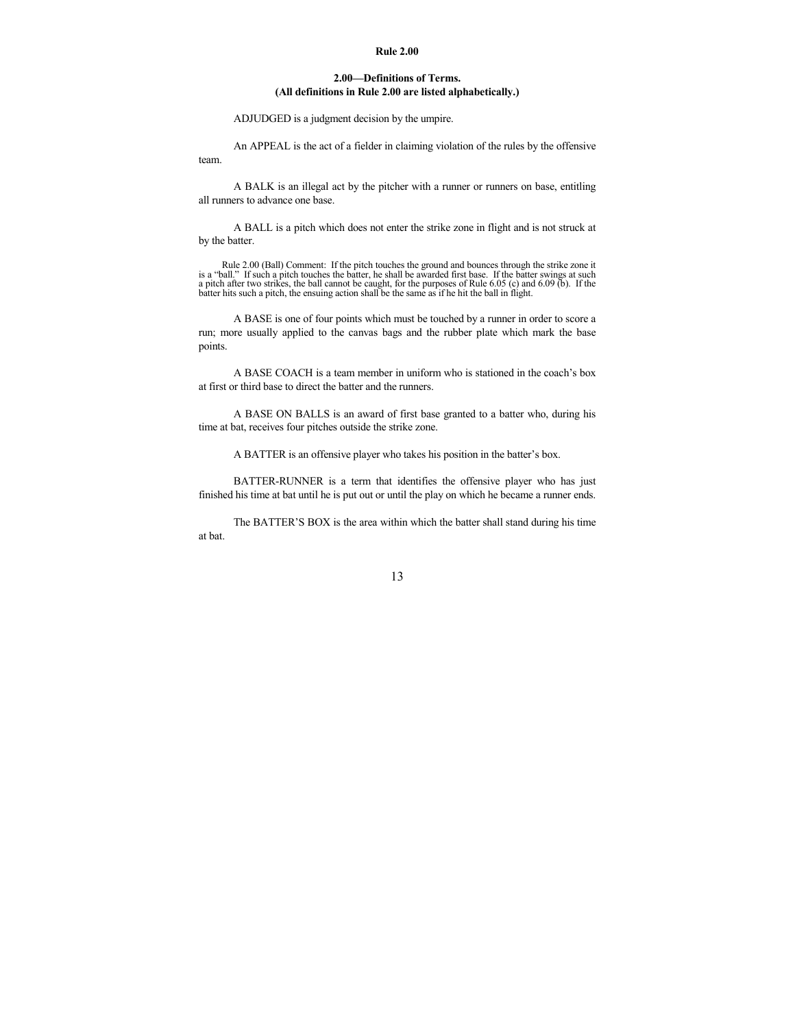# Rule 2.00

## 2.00—Definitions of Terms.
## (All definitions in Rule 2.00 are listed alphabetically.)

ADJUDGED is a judgment decision by the umpire.

An APPEAL is the act of a fielder in claiming violation of the rules by the offensive team.

A BALK is an illegal act by the pitcher with a runner or runners on base, entitling all runners to advance one base.

A BALL is a pitch which does not enter the strike zone in flight and is not struck at by the batter.

Rule 2.00 (Ball) Comment: If the pitch touches the ground and bounces through the strike zone it is a "ball." If such a pitch touches the batter, he shall be awarded first base. If the batter swings at such a pitch after two strikes, the ball cannot be caught, for the purposes of Rule 6.05 (c) and 6.09 (b). If the batter hits such a pitch, the ensuing action shall be the same as if he hit the ball in flight.

A BASE is one of four points which must be touched by a runner in order to score a run; more usually applied to the canvas bags and the rubber plate which mark the base points.

A BASE COACH is a team member in uniform who is stationed in the coach's box at first or third base to direct the batter and the runners.

A BASE ON BALLS is an award of first base granted to a batter who, during his time at bat, receives four pitches outside the strike zone.

A BATTER is an offensive player who takes his position in the batter's box.

BATTER-RUNNER is a term that identifies the offensive player who has just finished his time at bat until he is put out or until the play on which he became a runner ends.

The BATTER'S BOX is the area within which the batter shall stand during his time at bat.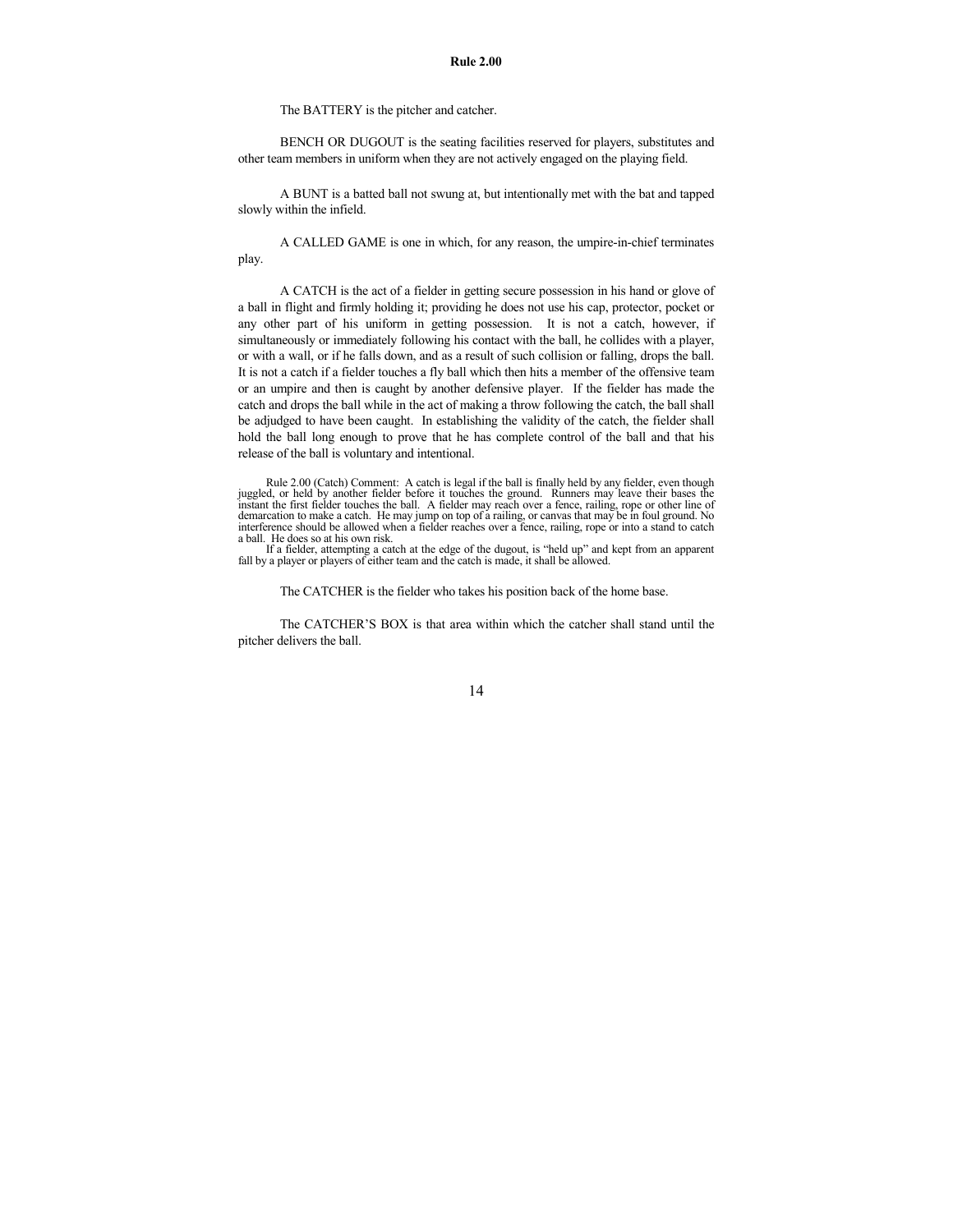The BATTERY is the pitcher and catcher.

BENCH OR DUGOUT is the seating facilities reserved for players, substitutes and other team members in uniform when they are not actively engaged on the playing field.

A BUNT is a batted ball not swung at, but intentionally met with the bat and tapped slowly within the infield.

A CALLED GAME is one in which, for any reason, the umpire-in-chief terminates play.

A CATCH is the act of a fielder in getting secure possession in his hand or glove of a ball in flight and firmly holding it; providing he does not use his cap, protector, pocket or any other part of his uniform in getting possession. It is not a catch, however, if simultaneously or immediately following his contact with the ball, he collides with a player, or with a wall, or if he falls down, and as a result of such collision or falling, drops the ball. It is not a catch if a fielder touches a fly ball which then hits a member of the offensive team or an umpire and then is caught by another defensive player. If the fielder has made the catch and drops the ball while in the act of making a throw following the catch, the ball shall be adjudged to have been caught. In establishing the validity of the catch, the fielder shall hold the ball long enough to prove that he has complete control of the ball and that his release of the ball is voluntary and intentional.

Rule 2.00 (Catch) Comment: A catch is legal if the ball is finally held by any fielder, even though juggled, or held by another fielder before it touches the ground. Runners may leave their bases the instant the first fielder touches the ball. A fielder may reach over a fence, railing, rope or other line of demarcation to make a catch. He may jump on top of a railing, or canvas that may be in foul ground. No interference should be allowed when a fielder reaches over a fence, railing, rope or into a stand to catch a ball. He does so at his own risk.

If a fielder, attempting a catch at the edge of the dugout, is "held up" and kept from an apparent fall by a player or players of either team and the catch is made, it shall be allowed.

The CATCHER is the fielder who takes his position back of the home base.

The CATCHER'S BOX is that area within which the catcher shall stand until the pitcher delivers the ball.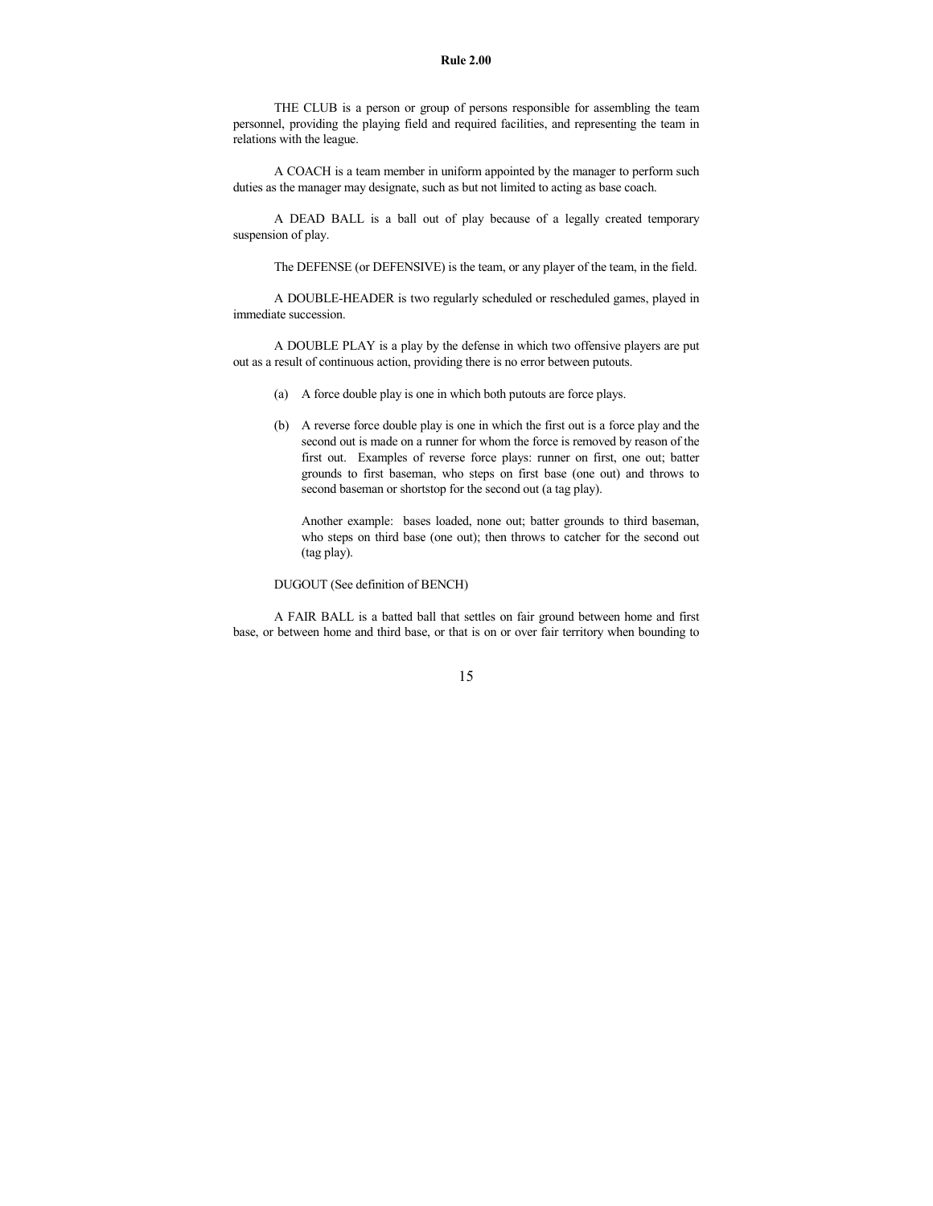THE CLUB is a person or group of persons responsible for assembling the team personnel, providing the playing field and required facilities, and representing the team in relations with the league.

A COACH is a team member in uniform appointed by the manager to perform such duties as the manager may designate, such as but not limited to acting as base coach.

A DEAD BALL is a ball out of play because of a legally created temporary suspension of play.

The DEFENSE (or DEFENSIVE) is the team, or any player of the team, in the field.

A DOUBLE-HEADER is two regularly scheduled or rescheduled games, played in immediate succession.

A DOUBLE PLAY is a play by the defense in which two offensive players are put out as a result of continuous action, providing there is no error between putouts.

(a) A force double play is one in which both putouts are force plays.

(b) A reverse force double play is one in which the first out is a force play and the second out is made on a runner for whom the force is removed by reason of the first out. Examples of reverse force plays: runner on first, one out; batter grounds to first baseman, who steps on first base (one out) and throws to second baseman or shortstop for the second out (a tag play).

Another example: bases loaded, none out; batter grounds to third baseman, who steps on third base (one out); then throws to catcher for the second out (tag play).

DUGOUT (See definition of BENCH)

A FAIR BALL is a batted ball that settles on fair ground between home and first base, or between home and third base, or that is on or over fair territory when bounding to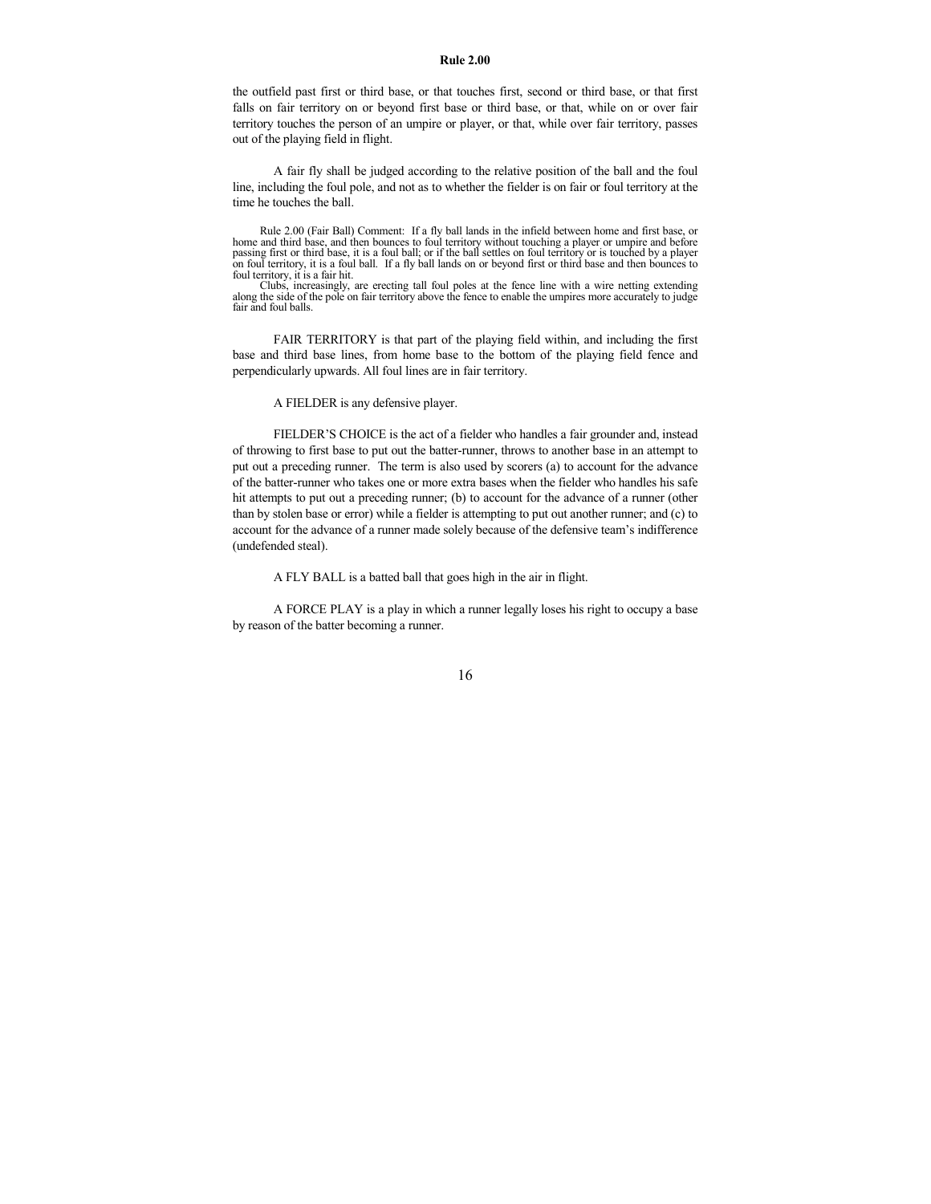the outfield past first or third base, or that touches first, second or third base, or that first falls on fair territory on or beyond first base or third base, or that, while on or over fair territory touches the person of an umpire or player, or that, while over fair territory, passes out of the playing field in flight.

A fair fly shall be judged according to the relative position of the ball and the foul line, including the foul pole, and not as to whether the fielder is on fair or foul territory at the time he touches the ball.

Rule 2.00 (Fair Ball) Comment: If a fly ball lands in the infield between home and first base, or home and third base, and then bounces to foul territory without touching a player or umpire and before passing first or third base, it is a foul ball; or if the ball settles on foul territory or is touched by a player on foul territory, it is a foul ball. If a fly ball lands on or beyond first or third base and then bounces to foul territory, it is a fair hit.

Clubs, increasingly, are erecting tall foul poles at the fence line with a wire netting extending along the side of the pole on fair territory above the fence to enable the umpires more accurately to judge fair and foul balls.

FAIR TERRITORY is that part of the playing field within, and including the first base and third base lines, from home base to the bottom of the playing field fence and perpendicularly upwards. All foul lines are in fair territory.

A FIELDER is any defensive player.

FIELDER'S CHOICE is the act of a fielder who handles a fair grounder and, instead of throwing to first base to put out the batter-runner, throws to another base in an attempt to put out a preceding runner. The term is also used by scorers (a) to account for the advance of the batter-runner who takes one or more extra bases when the fielder who handles his safe hit attempts to put out a preceding runner; (b) to account for the advance of a runner (other than by stolen base or error) while a fielder is attempting to put out another runner; and (c) to account for the advance of a runner made solely because of the defensive team's indifference (undefended steal).

A FLY BALL is a batted ball that goes high in the air in flight.

A FORCE PLAY is a play in which a runner legally loses his right to occupy a base by reason of the batter becoming a runner.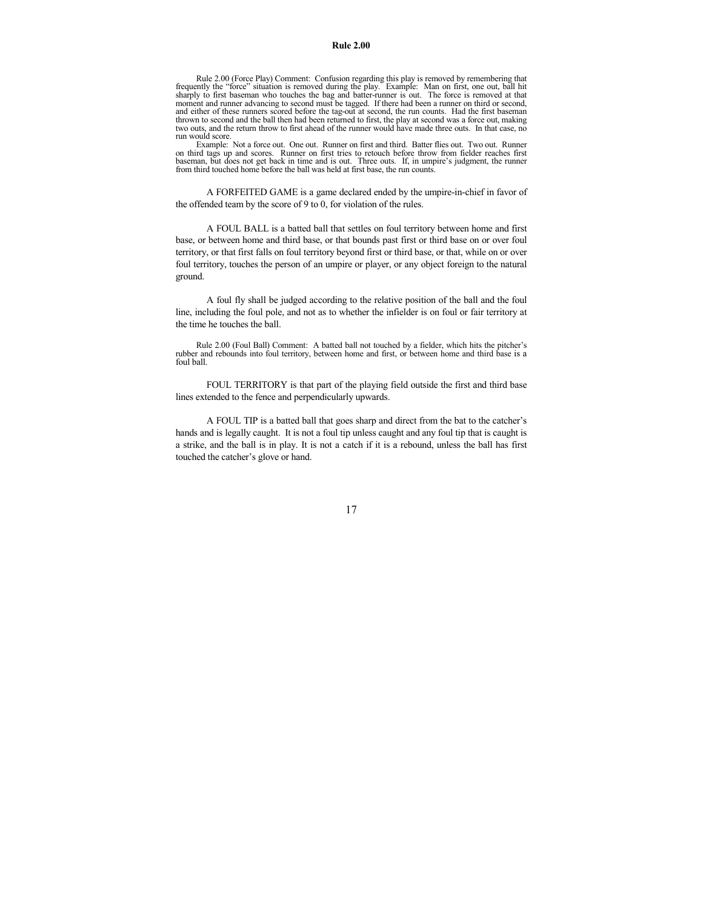Rule 2.00 (Force Play) Comment: Confusion regarding this play is removed by remembering that frequently the "force" situation is removed during the play. Example: Man on first, one out, ball hit sharply to first baseman who touches the bag and batter-runner is out. The force is removed at that moment and runner advancing to second must be tagged. If there had been a runner on third or second, and either of these runners scored before the tag-out at second, the run counts. Had the first baseman thrown to second and the ball then had been returned to first, the play at second was a force out, making two outs, and the return throw to first ahead of the runner would have made three outs. In that case, no run would score.

Example: Not a force out. One out. Runner on first and third. Batter flies out. Two out. Runner on third tags up and scores. Runner on first tries to retouch before throw from fielder reaches first baseman, but does not get back in time and is out. Three outs. If, in umpire's judgment, the runner from third touched home before the ball was held at first base, the run counts.

A FORFEITED GAME is a game declared ended by the umpire-in-chief in favor of the offended team by the score of 9 to 0, for violation of the rules.

A FOUL BALL is a batted ball that settles on foul territory between home and first base, or between home and third base, or that bounds past first or third base on or over foul territory, or that first falls on foul territory beyond first or third base, or that, while on or over foul territory, touches the person of an umpire or player, or any object foreign to the natural ground.

A foul fly shall be judged according to the relative position of the ball and the foul line, including the foul pole, and not as to whether the infielder is on foul or fair territory at the time he touches the ball.

Rule 2.00 (Foul Ball) Comment: A batted ball not touched by a fielder, which hits the pitcher's rubber and rebounds into foul territory, between home and first, or between home and third base is a foul ball.

FOUL TERRITORY is that part of the playing field outside the first and third base lines extended to the fence and perpendicularly upwards.

A FOUL TIP is a batted ball that goes sharp and direct from the bat to the catcher's hands and is legally caught. It is not a foul tip unless caught and any foul tip that is caught is a strike, and the ball is in play. It is not a catch if it is a rebound, unless the ball has first touched the catcher's glove or hand.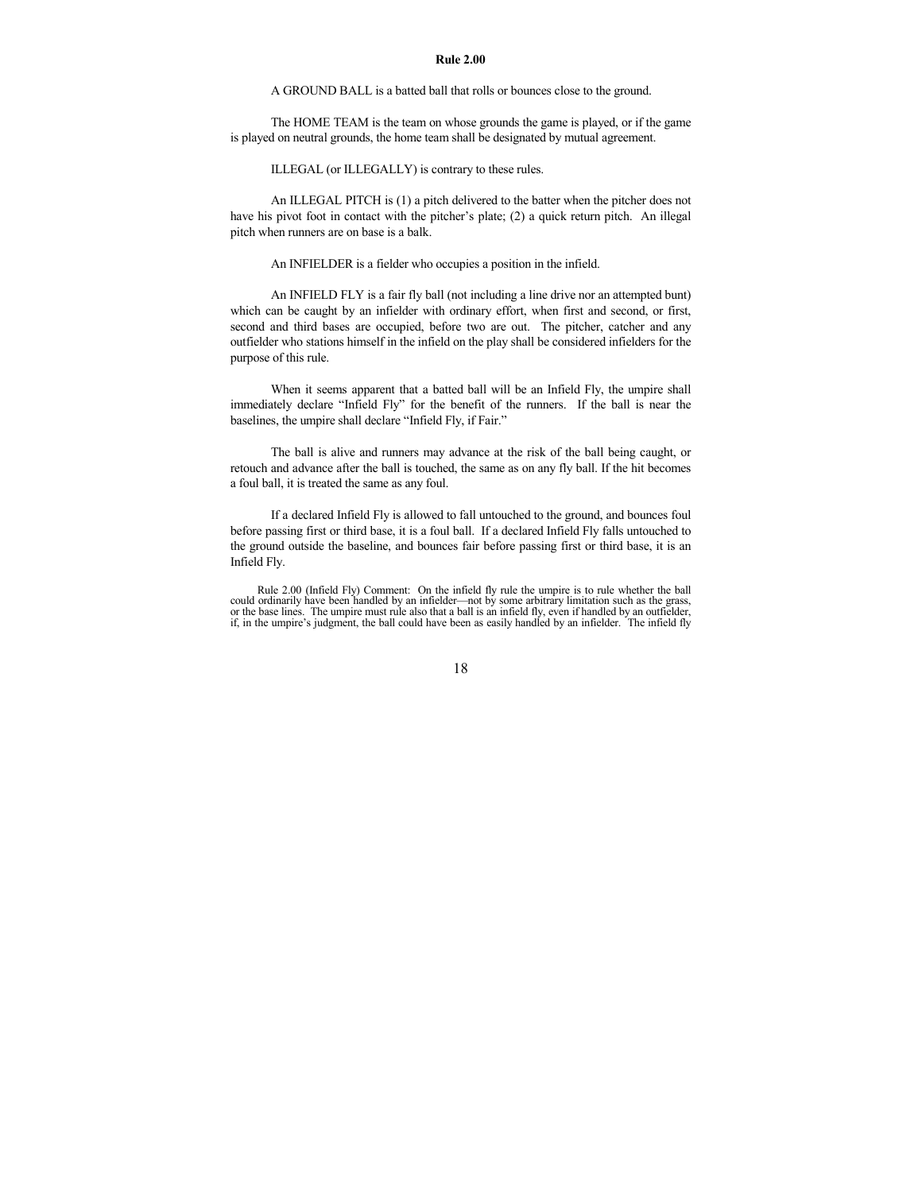**Rule 2.00**

A GROUND BALL is a batted ball that rolls or bounces close to the ground.

The HOME TEAM is the team on whose grounds the game is played, or if the game is played on neutral grounds, the home team shall be designated by mutual agreement.

ILLEGAL (or ILLEGALLY) is contrary to these rules.

An ILLEGAL PITCH is (1) a pitch delivered to the batter when the pitcher does not have his pivot foot in contact with the pitcher's plate; (2) a quick return pitch. An illegal pitch when runners are on base is a balk.

An INFIELDER is a fielder who occupies a position in the infield.

An INFIELD FLY is a fair fly ball (not including a line drive nor an attempted bunt) which can be caught by an infielder with ordinary effort, when first and second, or first, second and third bases are occupied, before two are out. The pitcher, catcher and any outfielder who stations himself in the infield on the play shall be considered infielders for the purpose of this rule.

When it seems apparent that a batted ball will be an Infield Fly, the umpire shall immediately declare "Infield Fly" for the benefit of the runners. If the ball is near the baselines, the umpire shall declare "Infield Fly, if Fair."

The ball is alive and runners may advance at the risk of the ball being caught, or retouch and advance after the ball is touched, the same as on any fly ball. If the hit becomes a foul ball, it is treated the same as any foul.

If a declared Infield Fly is allowed to fall untouched to the ground, and bounces foul before passing first or third base, it is a foul ball. If a declared Infield Fly falls untouched to the ground outside the baseline, and bounces fair before passing first or third base, it is an Infield Fly.

Rule 2.00 (Infield Fly) Comment: On the infield fly rule the umpire is to rule whether the ball could ordinarily have been handled by an infielder—not by some arbitrary limitation such as the grass, or the base lines. The umpire must rule also that a ball is an infield fly, even if handled by an outfielder, if, in the umpire's judgment, the ball could have been as easily handled by an infielder. The infield fly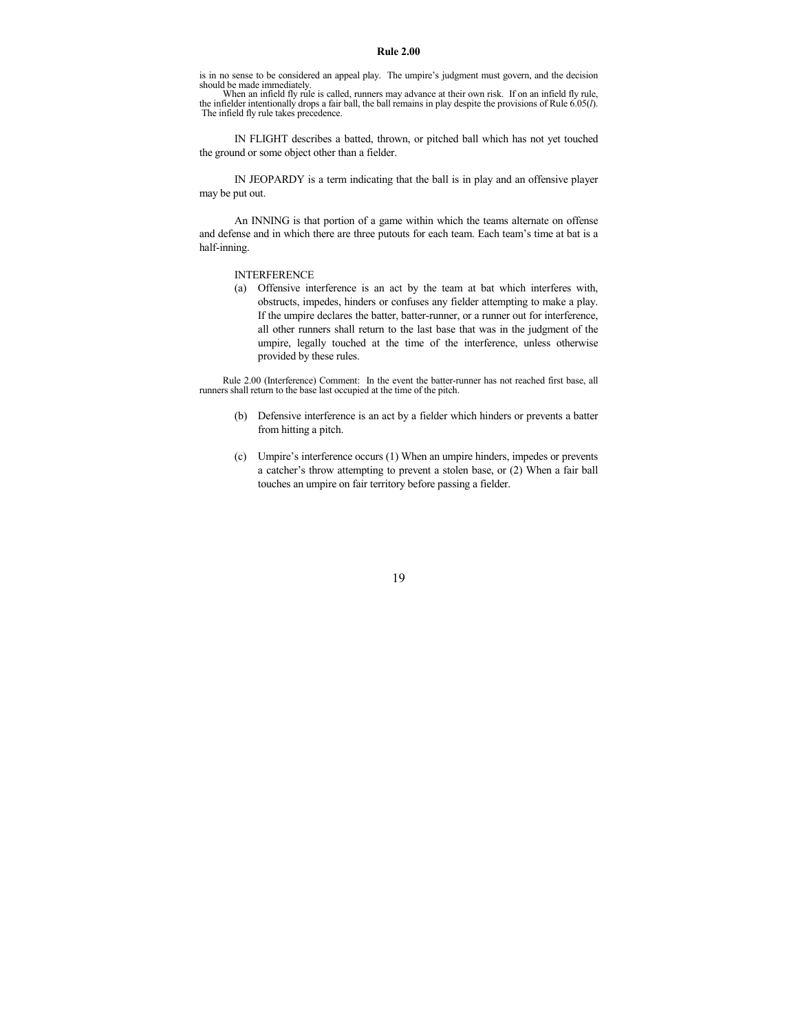is in no sense to be considered an appeal play. The umpire's judgment must govern, and the decision should be made immediately.

When an infield fly rule is called, runners may advance at their own risk. If on an infield fly rule, the infielder intentionally drops a fair ball, the ball remains in play despite the provisions of Rule 6.05(*l*). The infield fly rule takes precedence.

IN FLIGHT describes a batted, thrown, or pitched ball which has not yet touched the ground or some object other than a fielder.

IN JEOPARDY is a term indicating that the ball is in play and an offensive player may be put out.

An INNING is that portion of a game within which the teams alternate on offense and defense and in which there are three putouts for each team. Each team's time at bat is a half-inning.

INTERFERENCE

(a) Offensive interference is an act by the team at bat which interferes with, obstructs, impedes, hinders or confuses any fielder attempting to make a play. If the umpire declares the batter, batter-runner, or a runner out for interference, all other runners shall return to the last base that was in the judgment of the umpire, legally touched at the time of the interference, unless otherwise provided by these rules.

Rule 2.00 (Interference) Comment: In the event the batter-runner has not reached first base, all runners shall return to the base last occupied at the time of the pitch.

(b) Defensive interference is an act by a fielder which hinders or prevents a batter from hitting a pitch.

(c) Umpire's interference occurs (1) When an umpire hinders, impedes or prevents a catcher's throw attempting to prevent a stolen base, or (2) When a fair ball touches an umpire on fair territory before passing a fielder.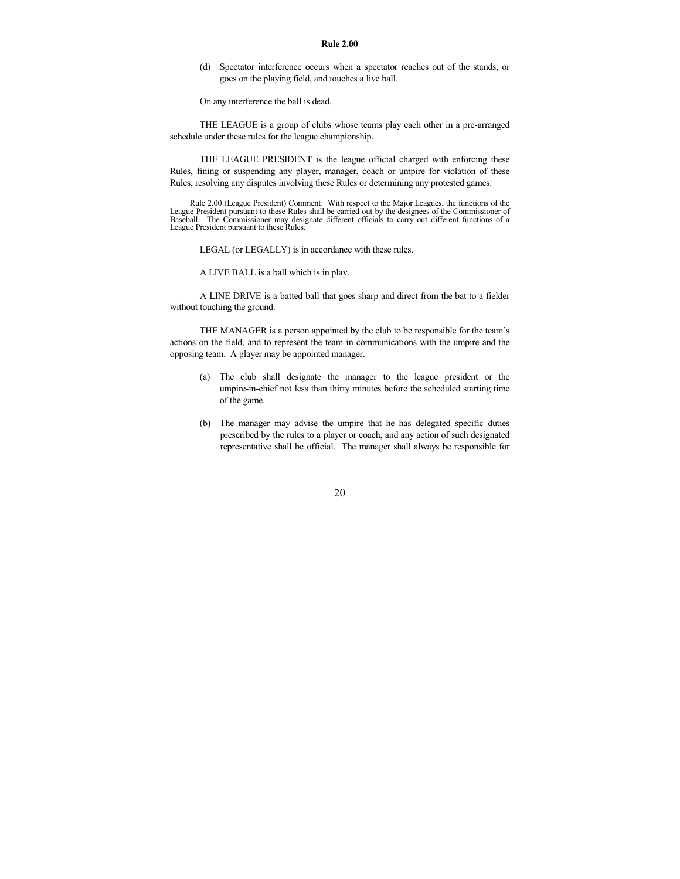(d) Spectator interference occurs when a spectator reaches out of the stands, or goes on the playing field, and touches a live ball.

On any interference the ball is dead.

THE LEAGUE is a group of clubs whose teams play each other in a pre-arranged schedule under these rules for the league championship.

THE LEAGUE PRESIDENT is the league official charged with enforcing these Rules, fining or suspending any player, manager, coach or umpire for violation of these Rules, resolving any disputes involving these Rules or determining any protested games.

Rule 2.00 (League President) Comment: With respect to the Major Leagues, the functions of the League President pursuant to these Rules shall be carried out by the designees of the Commissioner of Baseball. The Commissioner may designate different officials to carry out different functions of a League President pursuant to these Rules.

LEGAL (or LEGALLY) is in accordance with these rules.

A LIVE BALL is a ball which is in play.

A LINE DRIVE is a batted ball that goes sharp and direct from the bat to a fielder without touching the ground.

THE MANAGER is a person appointed by the club to be responsible for the team's actions on the field, and to represent the team in communications with the umpire and the opposing team. A player may be appointed manager.

(a) The club shall designate the manager to the league president or the umpire-in-chief not less than thirty minutes before the scheduled starting time of the game.

(b) The manager may advise the umpire that he has delegated specific duties prescribed by the rules to a player or coach, and any action of such designated representative shall be official. The manager shall always be responsible for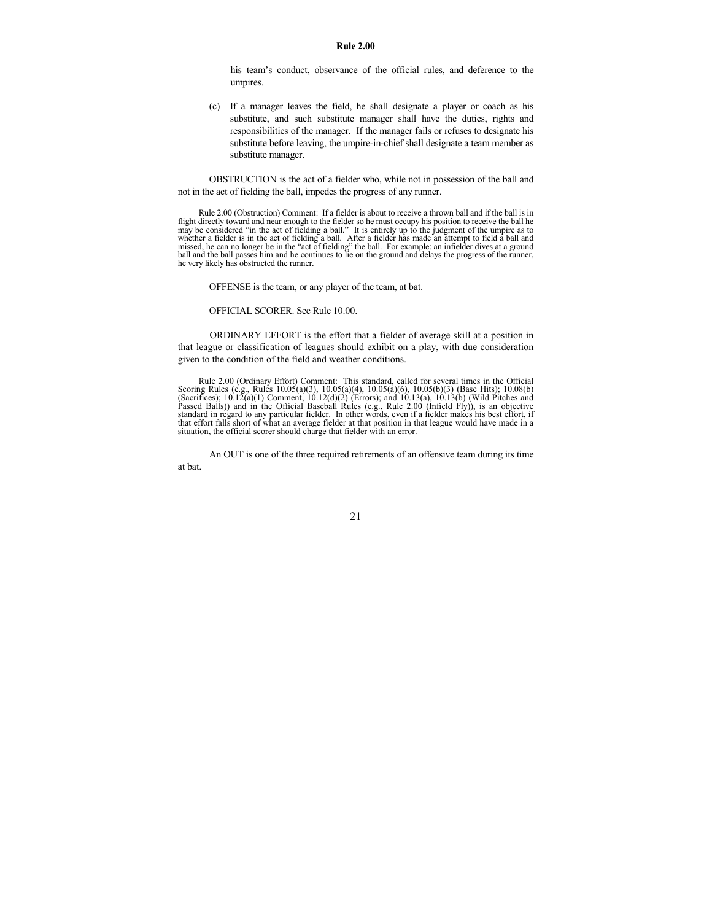his team's conduct, observance of the official rules, and deference to the umpires.

(c) If a manager leaves the field, he shall designate a player or coach as his substitute, and such substitute manager shall have the duties, rights and responsibilities of the manager. If the manager fails or refuses to designate his substitute before leaving, the umpire-in-chief shall designate a team member as substitute manager.

OBSTRUCTION is the act of a fielder who, while not in possession of the ball and not in the act of fielding the ball, impedes the progress of any runner.

Rule 2.00 (Obstruction) Comment: If a fielder is about to receive a thrown ball and if the ball is in flight directly toward and near enough to the fielder so he must occupy his position to receive the ball he may be considered "in the act of fielding a ball." It is entirely up to the judgment of the umpire as to whether a fielder is in the act of fielding a ball. After a fielder has made an attempt to field a ball and missed, he can no longer be in the "act of fielding" the ball. For example: an infielder dives at a ground ball and the ball passes him and he continues to lie on the ground and delays the progress of the runner, he very likely has obstructed the runner.

OFFENSE is the team, or any player of the team, at bat.

OFFICIAL SCORER. See Rule 10.00.

ORDINARY EFFORT is the effort that a fielder of average skill at a position in that league or classification of leagues should exhibit on a play, with due consideration given to the condition of the field and weather conditions.

Rule 2.00 (Ordinary Effort) Comment: This standard, called for several times in the Official Scoring Rules (e.g., Rules 10.05(a)(3), 10.05(a)(4), 10.05(a)(6), 10.05(b)(3) (Base Hits); 10.08(b) (Sacrifices); 10.12(a)(1) Comment, 10.12(d)(2) (Errors); and 10.13(a), 10.13(b) (Wild Pitches and Passed Balls)) and in the Official Baseball Rules (e.g., Rule 2.00 (Infield Fly)), is an objective standard in regard to any particular fielder. In other words, even if a fielder makes his best effort, if that effort falls short of what an average fielder at that position in that league would have made in a situation, the official scorer should charge that fielder with an error.

An OUT is one of the three required retirements of an offensive team during its time at bat.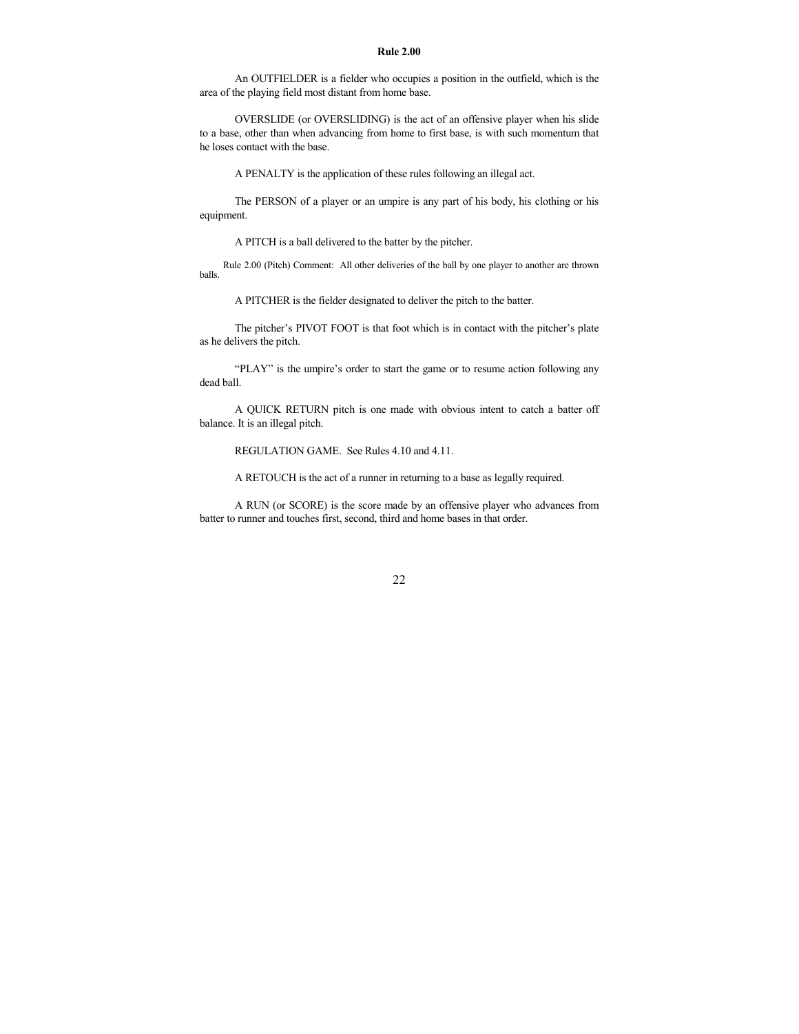**Rule 2.00**

An OUTFIELDER is a fielder who occupies a position in the outfield, which is the area of the playing field most distant from home base.

OVERSLIDE (or OVERSLIDING) is the act of an offensive player when his slide to a base, other than when advancing from home to first base, is with such momentum that he loses contact with the base.

A PENALTY is the application of these rules following an illegal act.

The PERSON of a player or an umpire is any part of his body, his clothing or his equipment.

A PITCH is a ball delivered to the batter by the pitcher.

Rule 2.00 (Pitch) Comment: All other deliveries of the ball by one player to another are thrown balls.

A PITCHER is the fielder designated to deliver the pitch to the batter.

The pitcher's PIVOT FOOT is that foot which is in contact with the pitcher's plate as he delivers the pitch.

"PLAY" is the umpire's order to start the game or to resume action following any dead ball.

A QUICK RETURN pitch is one made with obvious intent to catch a batter off balance. It is an illegal pitch.

REGULATION GAME. See Rules 4.10 and 4.11.

A RETOUCH is the act of a runner in returning to a base as legally required.

A RUN (or SCORE) is the score made by an offensive player who advances from batter to runner and touches first, second, third and home bases in that order.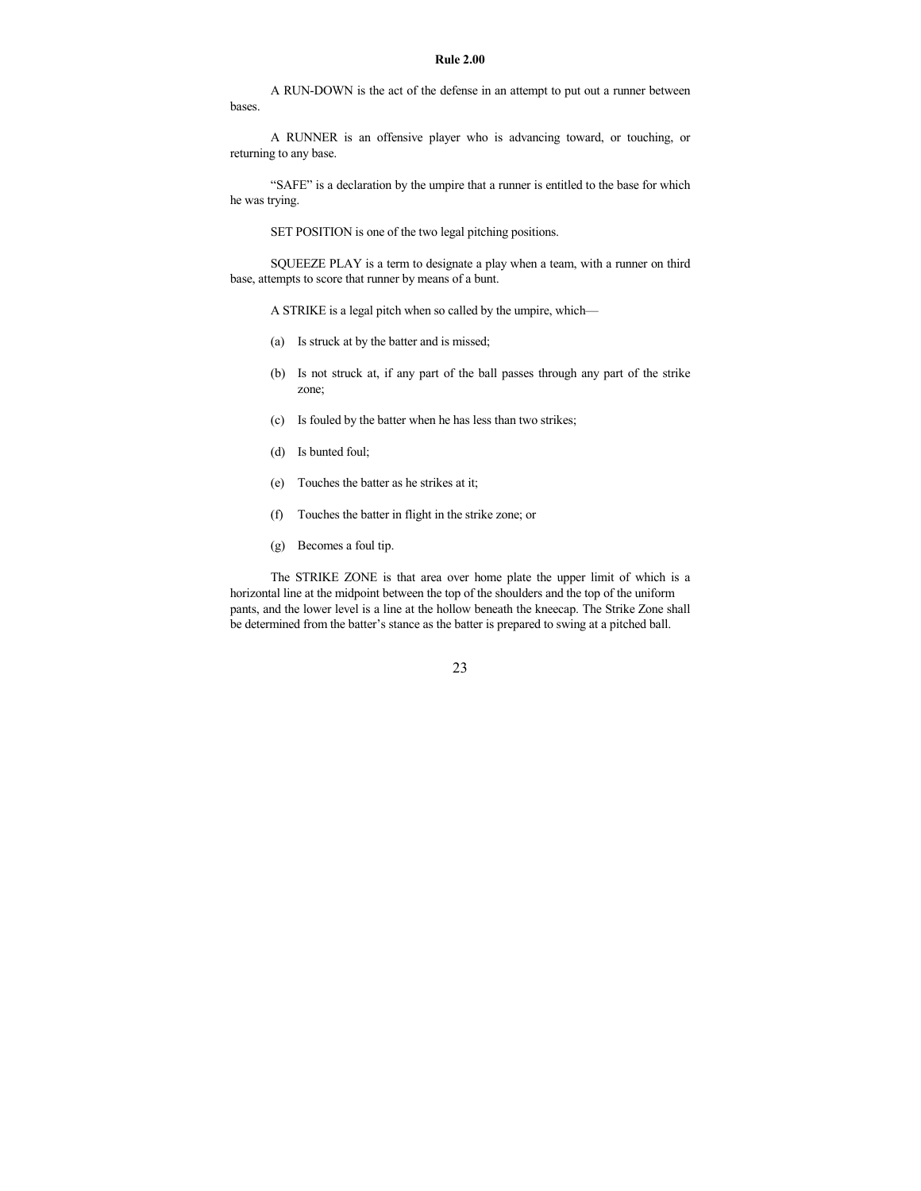**Rule 2.00**

A RUN-DOWN is the act of the defense in an attempt to put out a runner between bases.

A RUNNER is an offensive player who is advancing toward, or touching, or returning to any base.

“SAFE” is a declaration by the umpire that a runner is entitled to the base for which he was trying.

SET POSITION is one of the two legal pitching positions.

SQUEEZE PLAY is a term to designate a play when a team, with a runner on third base, attempts to score that runner by means of a bunt.

A STRIKE is a legal pitch when so called by the umpire, which—

(a) Is struck at by the batter and is missed;

(b) Is not struck at, if any part of the ball passes through any part of the strike zone;

(c) Is fouled by the batter when he has less than two strikes;

(d) Is bunted foul;

(e) Touches the batter as he strikes at it;

(f) Touches the batter in flight in the strike zone; or

(g) Becomes a foul tip.

The STRIKE ZONE is that area over home plate the upper limit of which is a horizontal line at the midpoint between the top of the shoulders and the top of the uniform pants, and the lower level is a line at the hollow beneath the kneecap. The Strike Zone shall be determined from the batter’s stance as the batter is prepared to swing at a pitched ball.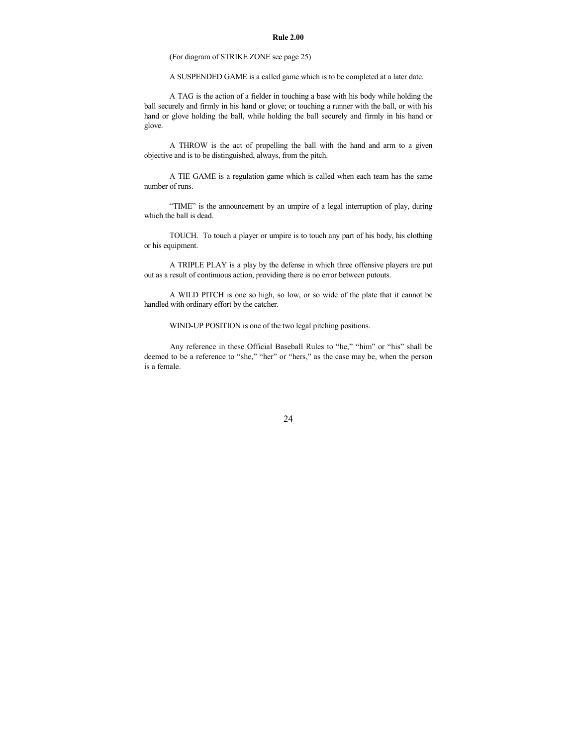# Rule 2.00

(For diagram of STRIKE ZONE see page 25)

A SUSPENDED GAME is a called game which is to be completed at a later date.

A TAG is the action of a fielder in touching a base with his body while holding the ball securely and firmly in his hand or glove; or touching a runner with the ball, or with his hand or glove holding the ball, while holding the ball securely and firmly in his hand or glove.

A THROW is the act of propelling the ball with the hand and arm to a given objective and is to be distinguished, always, from the pitch.

A TIE GAME is a regulation game which is called when each team has the same number of runs.

"TIME" is the announcement by an umpire of a legal interruption of play, during which the ball is dead.

TOUCH. To touch a player or umpire is to touch any part of his body, his clothing or his equipment.

A TRIPLE PLAY is a play by the defense in which three offensive players are put out as a result of continuous action, providing there is no error between putouts.

A WILD PITCH is one so high, so low, or so wide of the plate that it cannot be handled with ordinary effort by the catcher.

WIND-UP POSITION is one of the two legal pitching positions.

Any reference in these Official Baseball Rules to "he," "him" or "his" shall be deemed to be a reference to "she," "her" or "hers," as the case may be, when the person is a female.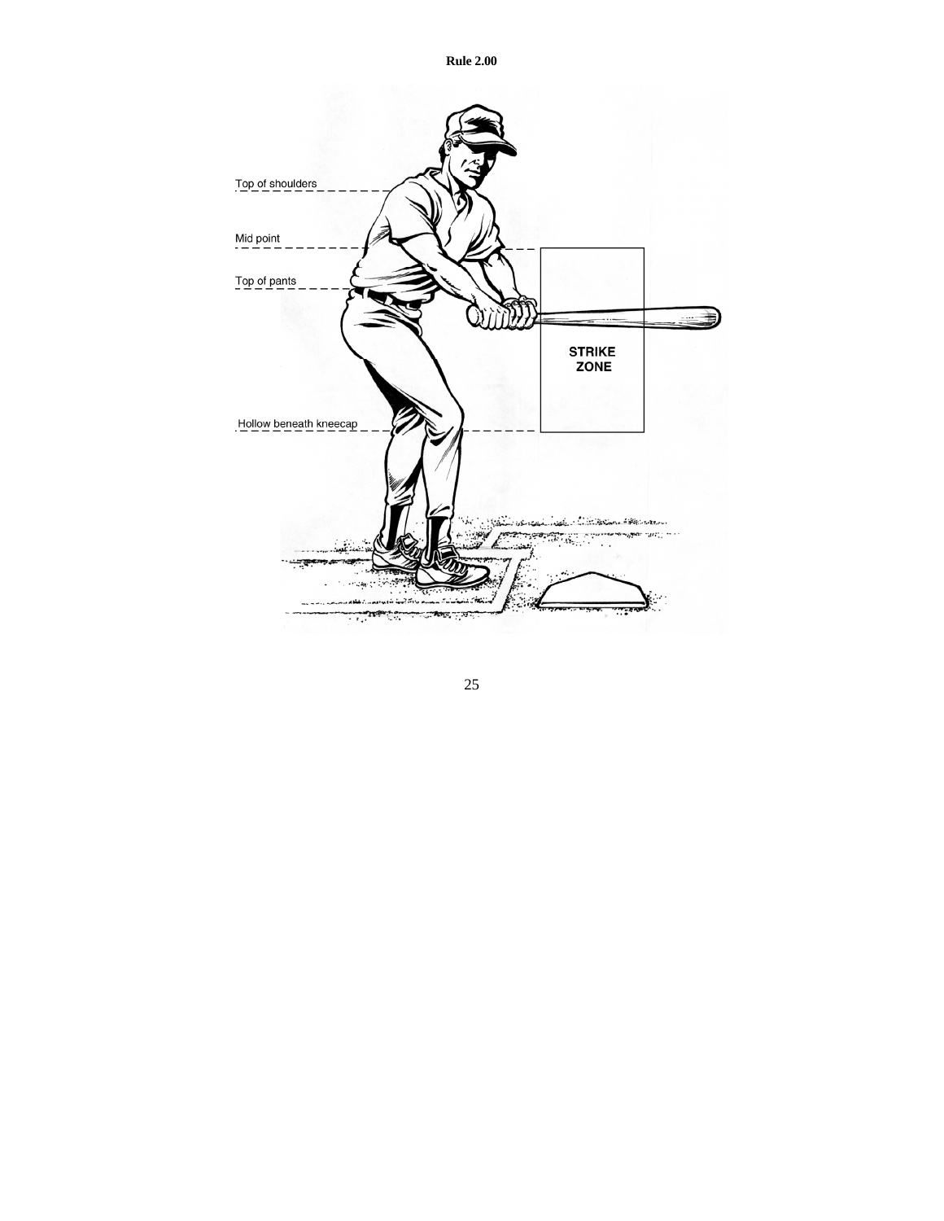Top of shoulders

Mid point

Top of pants

STRIKE ZONE

Hollow beneath kneecap